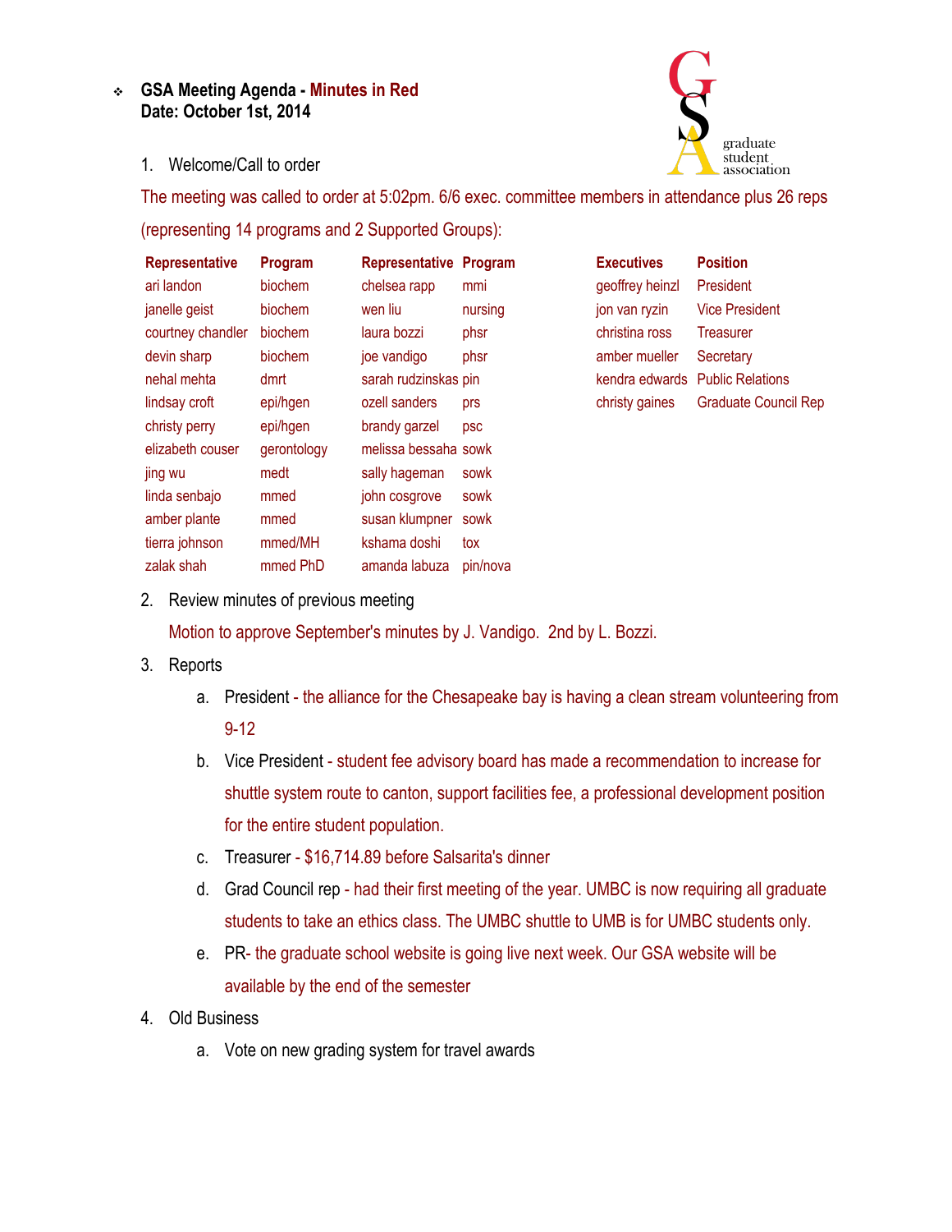# GSA Meeting Agenda - Minutes in Red
**Date: October 1st, 2014**

1. Welcome/Call to order

The meeting was called to order at 5:02pm. 6/6 exec. committee members in attendance plus 26 reps (representing 14 programs and 2 Supported Groups):

| Representative | Program | Representative | Program | Executives | Position |
|---|---|---|---|---|---|
| ari landon | biochem | chelsea rapp | mmi | geoffrey heinzl | President |
| janelle geist | biochem | wen liu | nursing | jon van ryzin | Vice President |
| courtney chandler | biochem | laura bozzi | phsr | christina ross | Treasurer |
| devin sharp | biochem | joe vandigo | phsr | amber mueller | Secretary |
| nehal mehta | dmrt | sarah rudzinskas | pin | kendra edwards | Public Relations |
| lindsay croft | epi/hgen | ozell sanders | prs | christy gaines | Graduate Council Rep |
| christy perry | epi/hgen | brandy garzel | psc | | |
| elizabeth couser | gerontology | melissa bessaha | sowk | | |
| jing wu | medt | sally hageman | sowk | | |
| linda senbajo | mmed | john cosgrove | sowk | | |
| amber plante | mmed | susan klumpner | sowk | | |
| tierra johnson | mmed/MH | kshama doshi | tox | | |
| zalak shah | mmed PhD | amanda labuza | pin/nova | | |

2. Review minutes of previous meeting

   Motion to approve September's minutes by J. Vandigo. 2nd by L. Bozzi.

3. Reports
   a. President - the alliance for the Chesapeake bay is having a clean stream volunteering from 9-12
   b. Vice President - student fee advisory board has made a recommendation to increase for shuttle system route to canton, support facilities fee, a professional development position for the entire student population.
   c. Treasurer - $16,714.89 before Salsarita's dinner
   d. Grad Council rep - had their first meeting of the year. UMBC is now requiring all graduate students to take an ethics class. The UMBC shuttle to UMB is for UMBC students only.
   e. PR- the graduate school website is going live next week. Our GSA website will be available by the end of the semester

4. Old Business
   a. Vote on new grading system for travel awards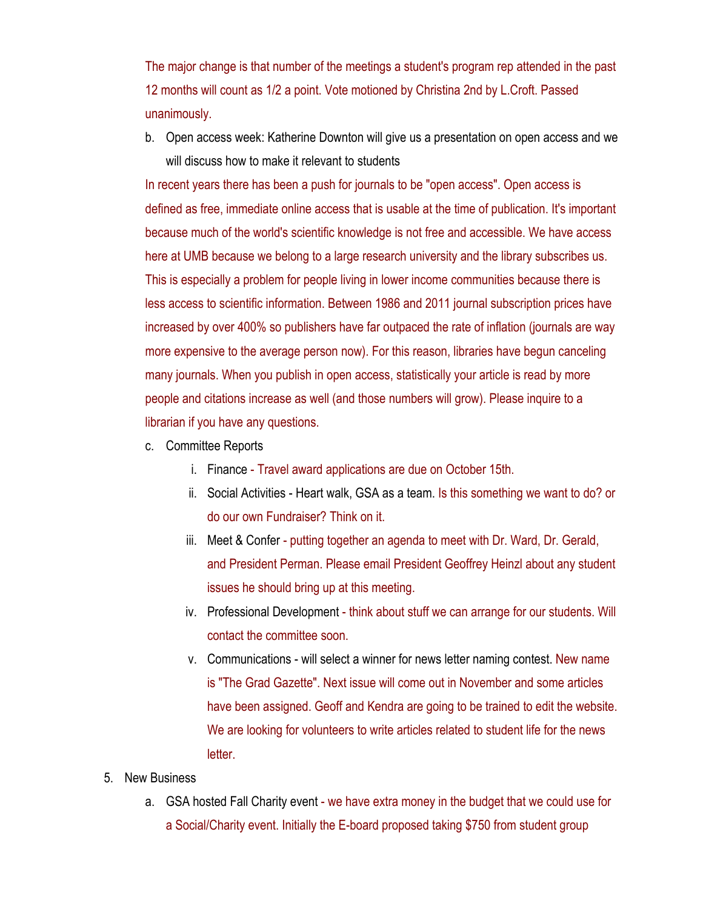The major change is that number of the meetings a student's program rep attended in the past 12 months will count as 1/2 a point. Vote motioned by Christina 2nd by L.Croft. Passed unanimously.

b. Open access week: Katherine Downton will give us a presentation on open access and we will discuss how to make it relevant to students

In recent years there has been a push for journals to be "open access". Open access is defined as free, immediate online access that is usable at the time of publication. It's important because much of the world's scientific knowledge is not free and accessible. We have access here at UMB because we belong to a large research university and the library subscribes us. This is especially a problem for people living in lower income communities because there is less access to scientific information. Between 1986 and 2011 journal subscription prices have increased by over 400% so publishers have far outpaced the rate of inflation (journals are way more expensive to the average person now). For this reason, libraries have begun canceling many journals. When you publish in open access, statistically your article is read by more people and citations increase as well (and those numbers will grow). Please inquire to a librarian if you have any questions.

c. Committee Reports
   i. Finance - Travel award applications are due on October 15th.
   ii. Social Activities - Heart walk, GSA as a team. Is this something we want to do? or do our own Fundraiser? Think on it.
   iii. Meet & Confer - putting together an agenda to meet with Dr. Ward, Dr. Gerald, and President Perman. Please email President Geoffrey Heinzl about any student issues he should bring up at this meeting.
   iv. Professional Development - think about stuff we can arrange for our students. Will contact the committee soon.
   v. Communications - will select a winner for news letter naming contest. New name is "The Grad Gazette". Next issue will come out in November and some articles have been assigned. Geoff and Kendra are going to be trained to edit the website. We are looking for volunteers to write articles related to student life for the news letter.

5. New Business
   a. GSA hosted Fall Charity event - we have extra money in the budget that we could use for a Social/Charity event. Initially the E-board proposed taking $750 from student group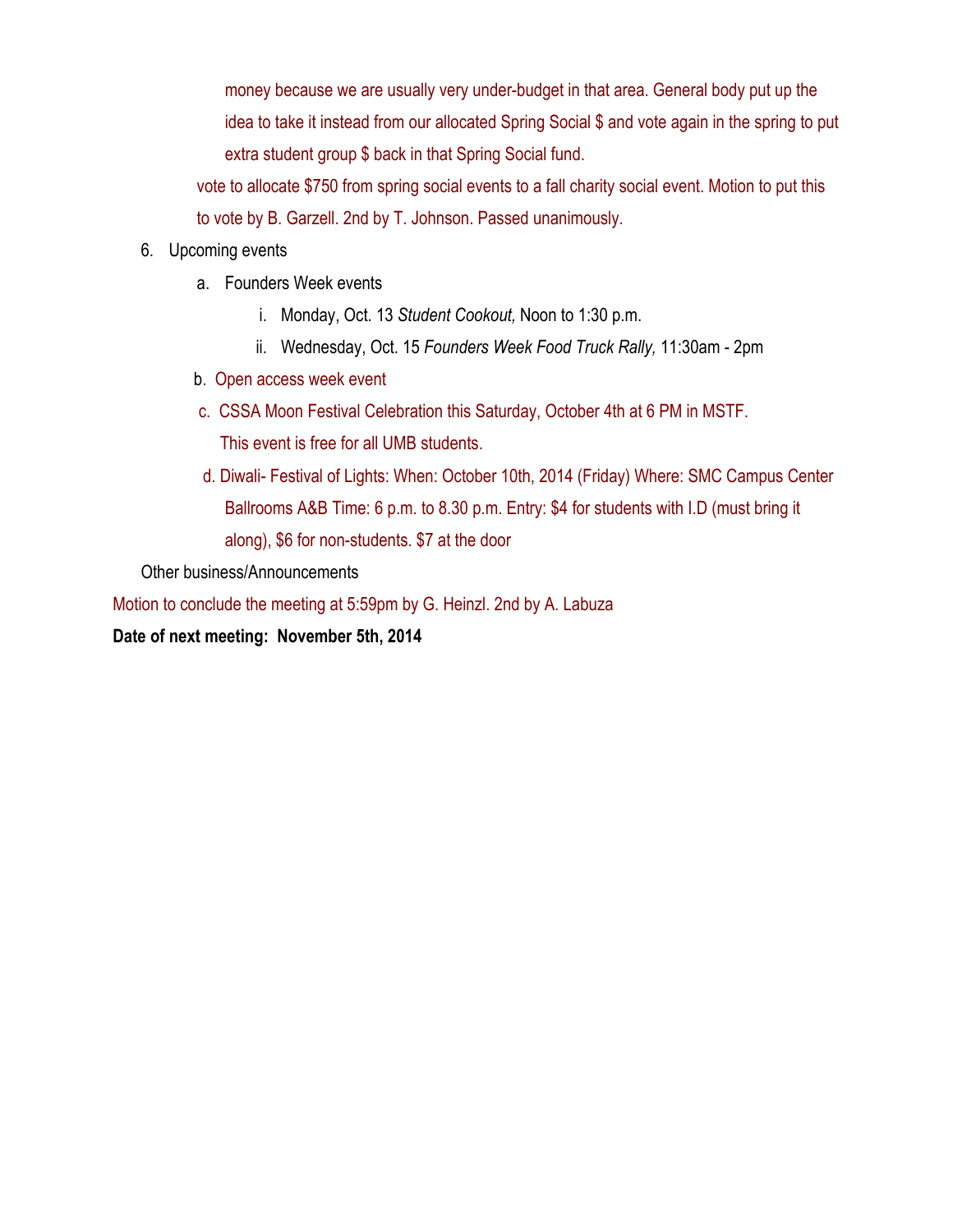money because we are usually very under-budget in that area. General body put up the idea to take it instead from our allocated Spring Social $ and vote again in the spring to put extra student group $ back in that Spring Social fund.

vote to allocate $750 from spring social events to a fall charity social event. Motion to put this to vote by B. Garzell. 2nd by T. Johnson. Passed unanimously.

6. Upcoming events
   a. Founders Week events
      i. Monday, Oct. 13 *Student Cookout,* Noon to 1:30 p.m.
      ii. Wednesday, Oct. 15 *Founders Week Food Truck Rally,* 11:30am - 2pm
   b. Open access week event
   c. CSSA Moon Festival Celebration this Saturday, October 4th at 6 PM in MSTF. This event is free for all UMB students.
   d. Diwali- Festival of Lights: When: October 10th, 2014 (Friday) Where: SMC Campus Center Ballrooms A&B Time: 6 p.m. to 8.30 p.m. Entry: $4 for students with I.D (must bring it along), $6 for non-students. $7 at the door

Other business/Announcements

Motion to conclude the meeting at 5:59pm by G. Heinzl. 2nd by A. Labuza

**Date of next meeting: November 5th, 2014**